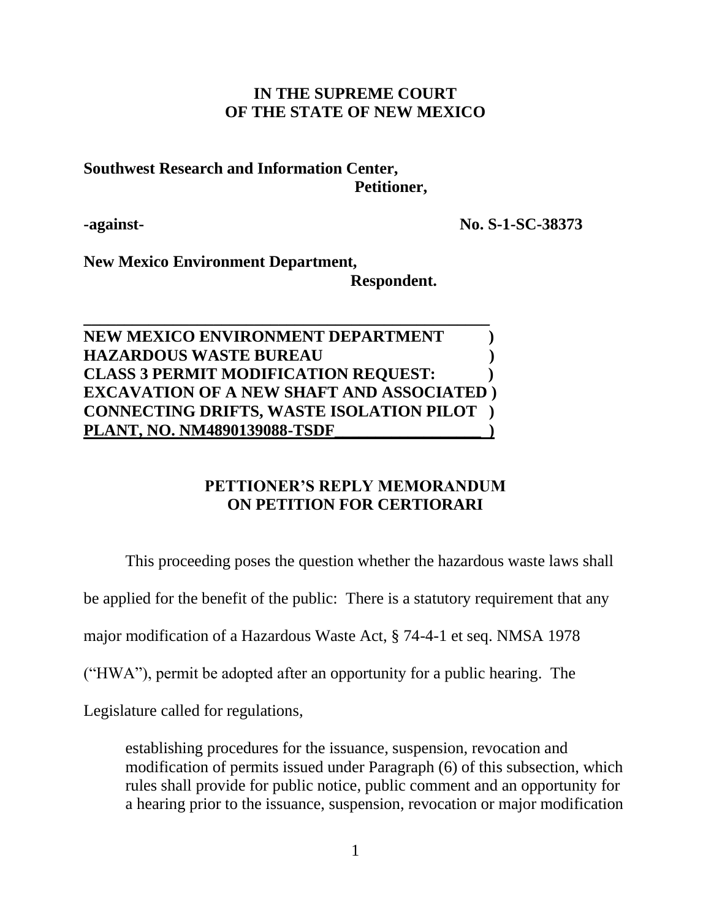**IN THE SUPREME COURT**
**OF THE STATE OF NEW MEXICO**

**Southwest Research and Information Center,**
**Petitioner,**

**-against-** **No. S-1-SC-38373**

**New Mexico Environment Department,**
**Respondent.**

**NEW MEXICO ENVIRONMENT DEPARTMENT )**
**HAZARDOUS WASTE BUREAU )**
**CLASS 3 PERMIT MODIFICATION REQUEST: )**
**EXCAVATION OF A NEW SHAFT AND ASSOCIATED )**
**CONNECTING DRIFTS, WASTE ISOLATION PILOT )**
**PLANT, NO. NM4890139088-TSDF_________________ )**

## PETTIONER'S REPLY MEMORANDUM ON PETITION FOR CERTIORARI

This proceeding poses the question whether the hazardous waste laws shall be applied for the benefit of the public: There is a statutory requirement that any major modification of a Hazardous Waste Act, § 74-4-1 et seq. NMSA 1978 ("HWA"), permit be adopted after an opportunity for a public hearing. The Legislature called for regulations,

> establishing procedures for the issuance, suspension, revocation and modification of permits issued under Paragraph (6) of this subsection, which rules shall provide for public notice, public comment and an opportunity for a hearing prior to the issuance, suspension, revocation or major modification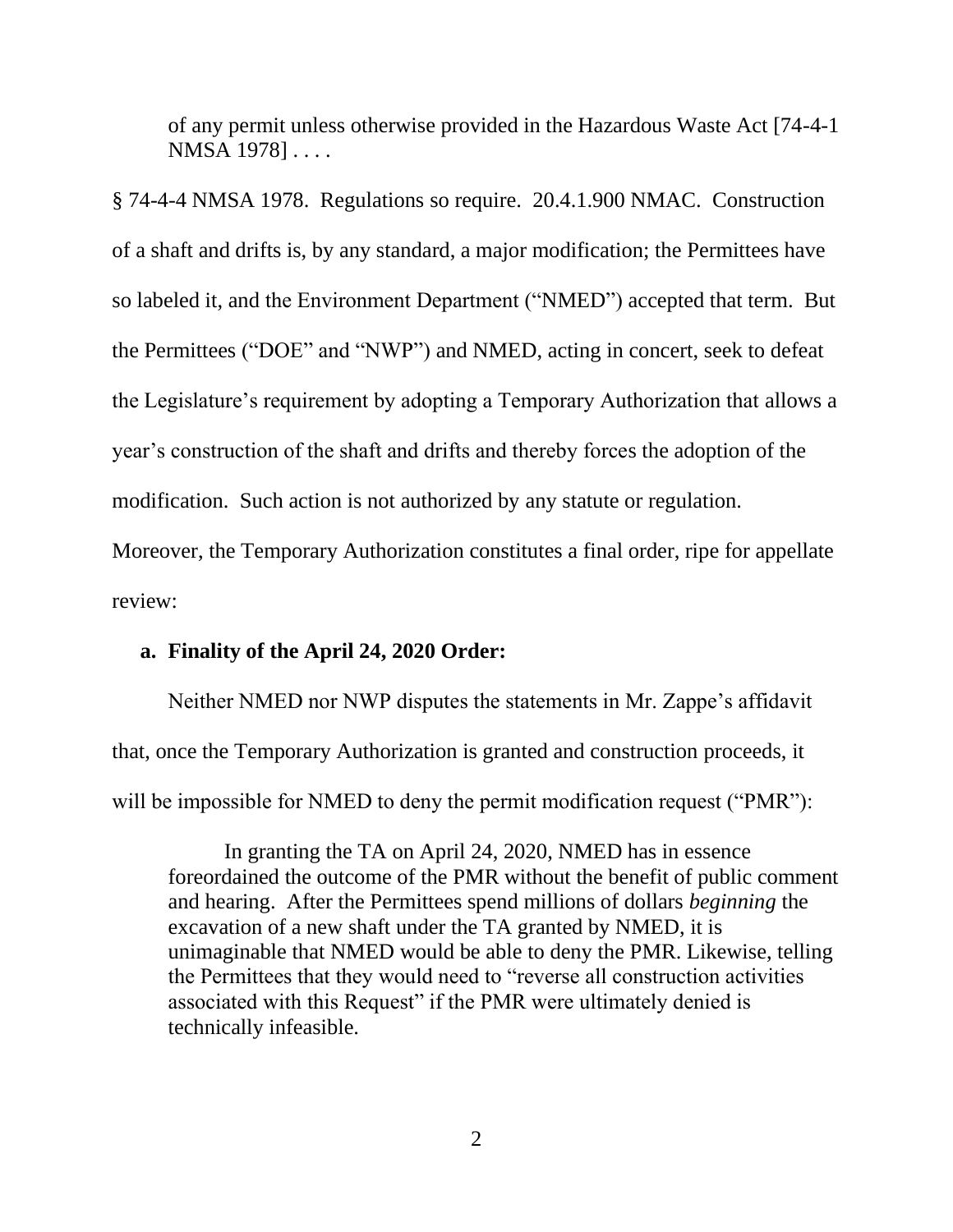> of any permit unless otherwise provided in the Hazardous Waste Act [74-4-1 NMSA 1978] . . . .

§ 74-4-4 NMSA 1978. Regulations so require. 20.4.1.900 NMAC. Construction of a shaft and drifts is, by any standard, a major modification; the Permittees have so labeled it, and the Environment Department ("NMED") accepted that term. But the Permittees ("DOE" and "NWP") and NMED, acting in concert, seek to defeat the Legislature's requirement by adopting a Temporary Authorization that allows a year's construction of the shaft and drifts and thereby forces the adoption of the modification. Such action is not authorized by any statute or regulation. Moreover, the Temporary Authorization constitutes a final order, ripe for appellate review:

**a. Finality of the April 24, 2020 Order:**

Neither NMED nor NWP disputes the statements in Mr. Zappe's affidavit that, once the Temporary Authorization is granted and construction proceeds, it will be impossible for NMED to deny the permit modification request ("PMR"):

> In granting the TA on April 24, 2020, NMED has in essence foreordained the outcome of the PMR without the benefit of public comment and hearing. After the Permittees spend millions of dollars *beginning* the excavation of a new shaft under the TA granted by NMED, it is unimaginable that NMED would be able to deny the PMR. Likewise, telling the Permittees that they would need to "reverse all construction activities associated with this Request" if the PMR were ultimately denied is technically infeasible.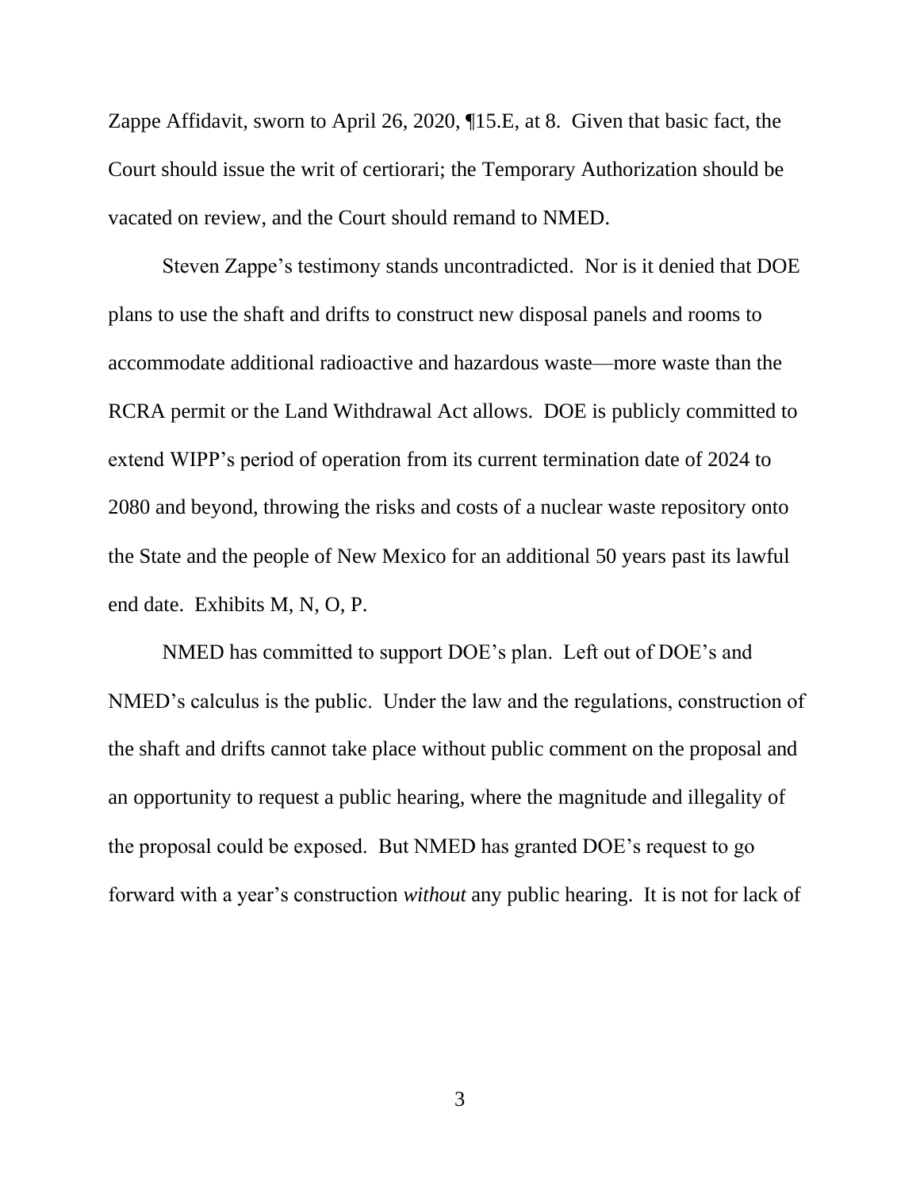Zappe Affidavit, sworn to April 26, 2020, ¶15.E, at 8. Given that basic fact, the Court should issue the writ of certiorari; the Temporary Authorization should be vacated on review, and the Court should remand to NMED.

Steven Zappe's testimony stands uncontradicted. Nor is it denied that DOE plans to use the shaft and drifts to construct new disposal panels and rooms to accommodate additional radioactive and hazardous waste—more waste than the RCRA permit or the Land Withdrawal Act allows. DOE is publicly committed to extend WIPP's period of operation from its current termination date of 2024 to 2080 and beyond, throwing the risks and costs of a nuclear waste repository onto the State and the people of New Mexico for an additional 50 years past its lawful end date. Exhibits M, N, O, P.

NMED has committed to support DOE's plan. Left out of DOE's and NMED's calculus is the public. Under the law and the regulations, construction of the shaft and drifts cannot take place without public comment on the proposal and an opportunity to request a public hearing, where the magnitude and illegality of the proposal could be exposed. But NMED has granted DOE's request to go forward with a year's construction *without* any public hearing. It is not for lack of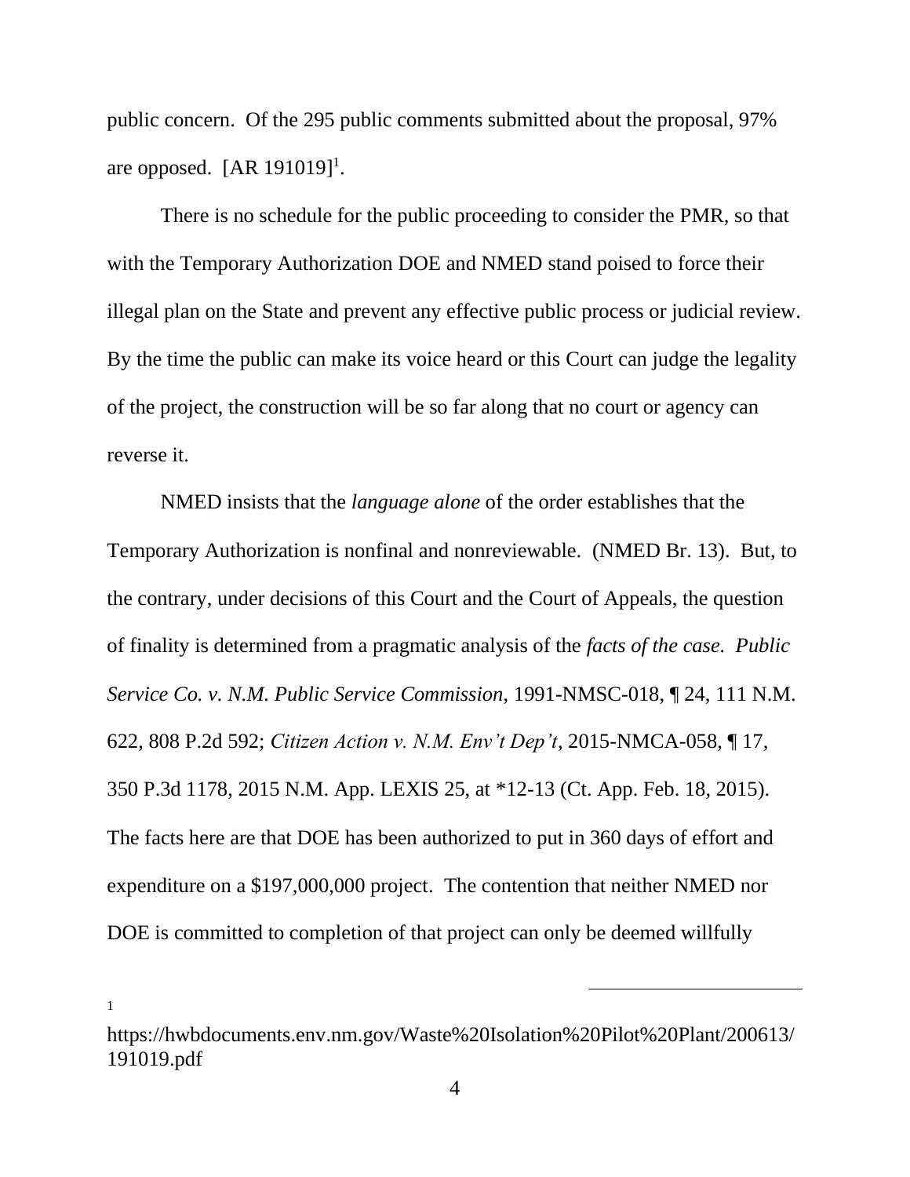public concern. Of the 295 public comments submitted about the proposal, 97% are opposed. [AR 191019][1].

There is no schedule for the public proceeding to consider the PMR, so that with the Temporary Authorization DOE and NMED stand poised to force their illegal plan on the State and prevent any effective public process or judicial review. By the time the public can make its voice heard or this Court can judge the legality of the project, the construction will be so far along that no court or agency can reverse it.

NMED insists that the *language alone* of the order establishes that the Temporary Authorization is nonfinal and nonreviewable. (NMED Br. 13). But, to the contrary, under decisions of this Court and the Court of Appeals, the question of finality is determined from a pragmatic analysis of the *facts of the case*. *Public Service Co. v. N.M. Public Service Commission*, 1991-NMSC-018, ¶ 24, 111 N.M. 622, 808 P.2d 592; *Citizen Action v. N.M. Env't Dep't*, 2015-NMCA-058, ¶ 17, 350 P.3d 1178, 2015 N.M. App. LEXIS 25, at *12-13 (Ct. App. Feb. 18, 2015). The facts here are that DOE has been authorized to put in 360 days of effort and expenditure on a $197,000,000 project. The contention that neither NMED nor DOE is committed to completion of that project can only be deemed willfully

---

[1] https://hwbdocuments.env.nm.gov/Waste%20Isolation%20Pilot%20Plant/200613/191019.pdf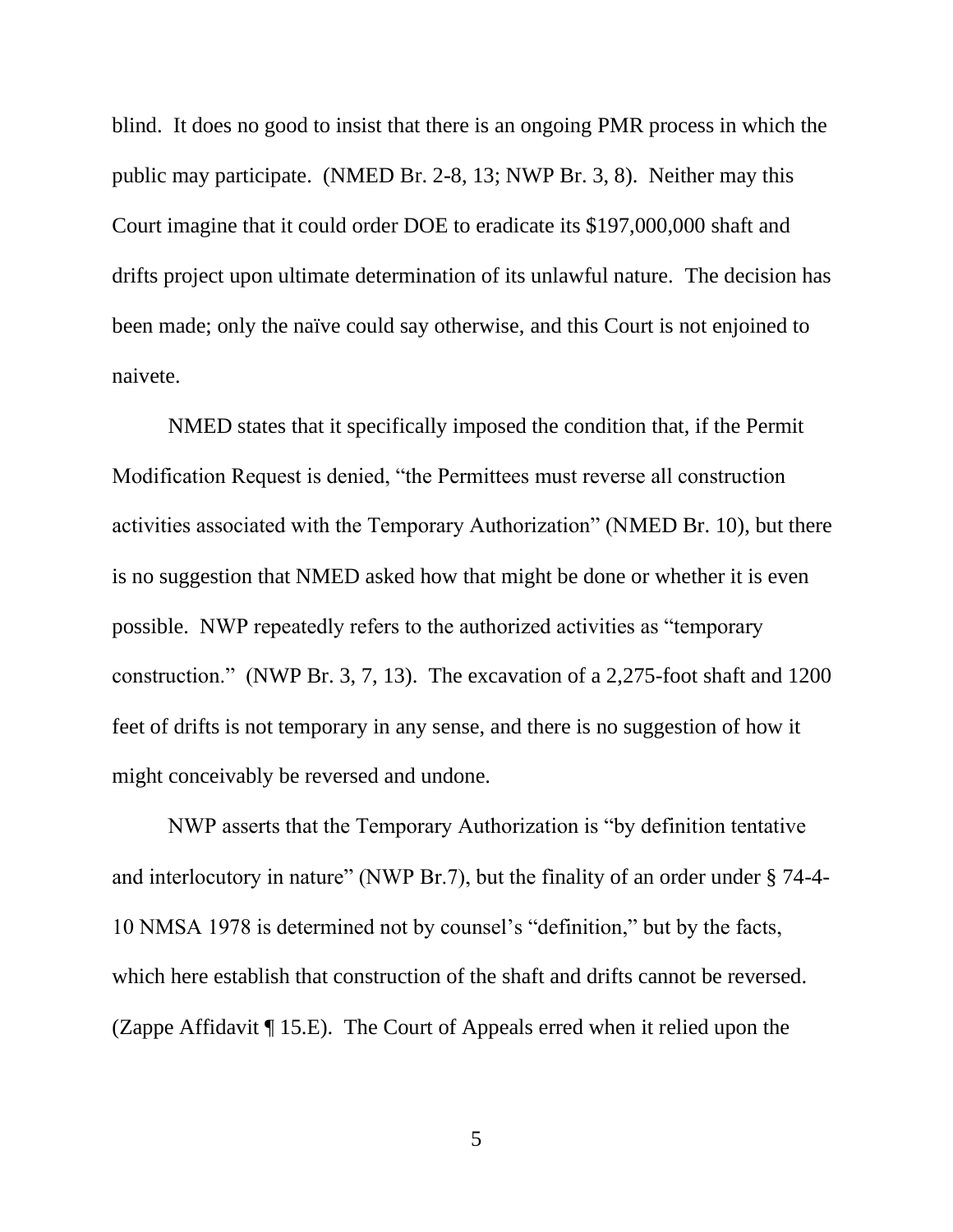blind. It does no good to insist that there is an ongoing PMR process in which the public may participate. (NMED Br. 2-8, 13; NWP Br. 3, 8). Neither may this Court imagine that it could order DOE to eradicate its $197,000,000 shaft and drifts project upon ultimate determination of its unlawful nature. The decision has been made; only the naïve could say otherwise, and this Court is not enjoined to naivete.

NMED states that it specifically imposed the condition that, if the Permit Modification Request is denied, "the Permittees must reverse all construction activities associated with the Temporary Authorization" (NMED Br. 10), but there is no suggestion that NMED asked how that might be done or whether it is even possible. NWP repeatedly refers to the authorized activities as "temporary construction." (NWP Br. 3, 7, 13). The excavation of a 2,275-foot shaft and 1200 feet of drifts is not temporary in any sense, and there is no suggestion of how it might conceivably be reversed and undone.

NWP asserts that the Temporary Authorization is "by definition tentative and interlocutory in nature" (NWP Br.7), but the finality of an order under § 74-4-10 NMSA 1978 is determined not by counsel's "definition," but by the facts, which here establish that construction of the shaft and drifts cannot be reversed. (Zappe Affidavit ¶ 15.E). The Court of Appeals erred when it relied upon the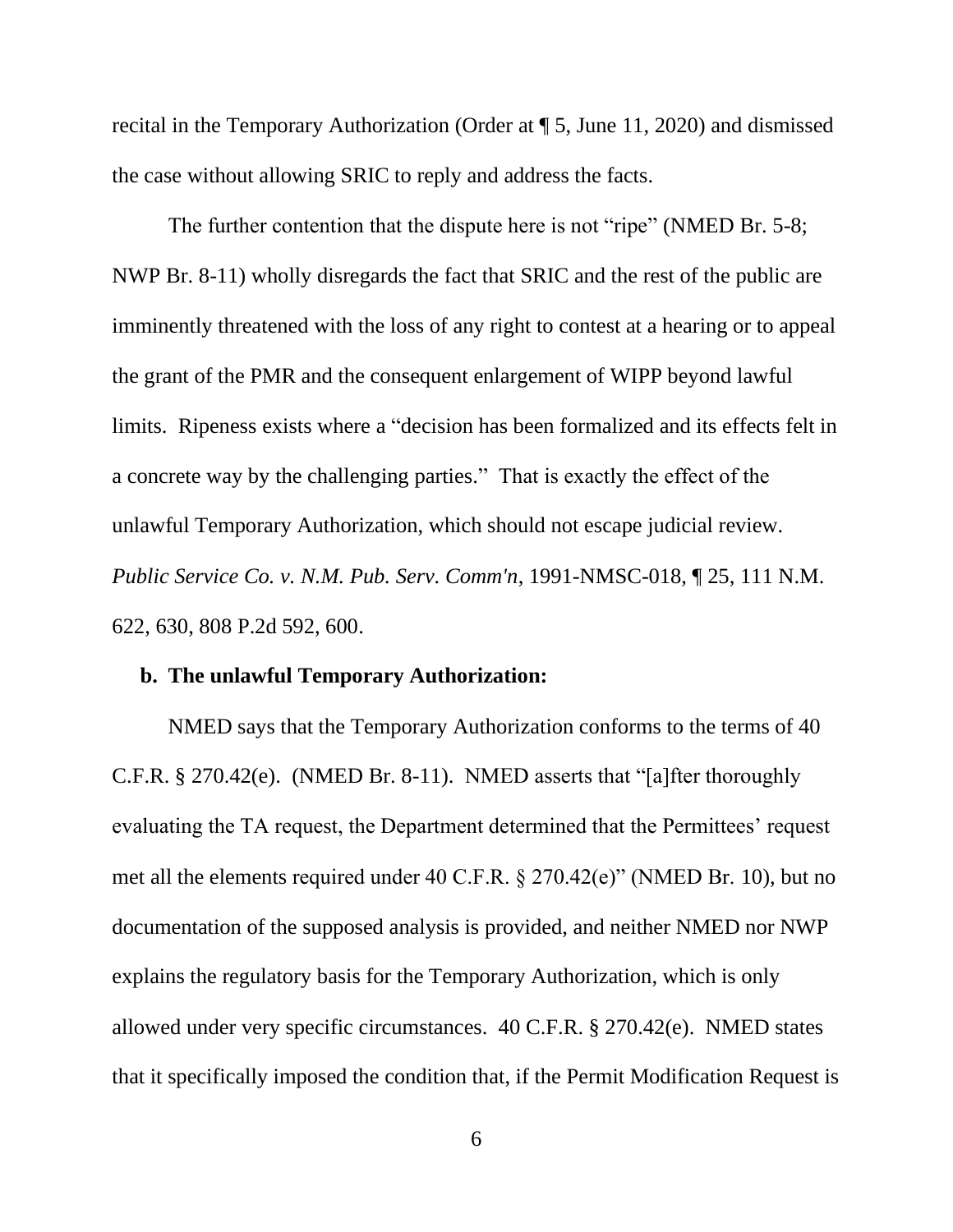recital in the Temporary Authorization (Order at ¶ 5, June 11, 2020) and dismissed the case without allowing SRIC to reply and address the facts.

The further contention that the dispute here is not "ripe" (NMED Br. 5-8; NWP Br. 8-11) wholly disregards the fact that SRIC and the rest of the public are imminently threatened with the loss of any right to contest at a hearing or to appeal the grant of the PMR and the consequent enlargement of WIPP beyond lawful limits. Ripeness exists where a "decision has been formalized and its effects felt in a concrete way by the challenging parties." That is exactly the effect of the unlawful Temporary Authorization, which should not escape judicial review. *Public Service Co. v. N.M. Pub. Serv. Comm'n*, 1991-NMSC-018, ¶ 25, 111 N.M. 622, 630, 808 P.2d 592, 600.

**b. The unlawful Temporary Authorization:**

NMED says that the Temporary Authorization conforms to the terms of 40 C.F.R. § 270.42(e). (NMED Br. 8-11). NMED asserts that "[a]fter thoroughly evaluating the TA request, the Department determined that the Permittees' request met all the elements required under 40 C.F.R. § 270.42(e)" (NMED Br. 10), but no documentation of the supposed analysis is provided, and neither NMED nor NWP explains the regulatory basis for the Temporary Authorization, which is only allowed under very specific circumstances. 40 C.F.R. § 270.42(e). NMED states that it specifically imposed the condition that, if the Permit Modification Request is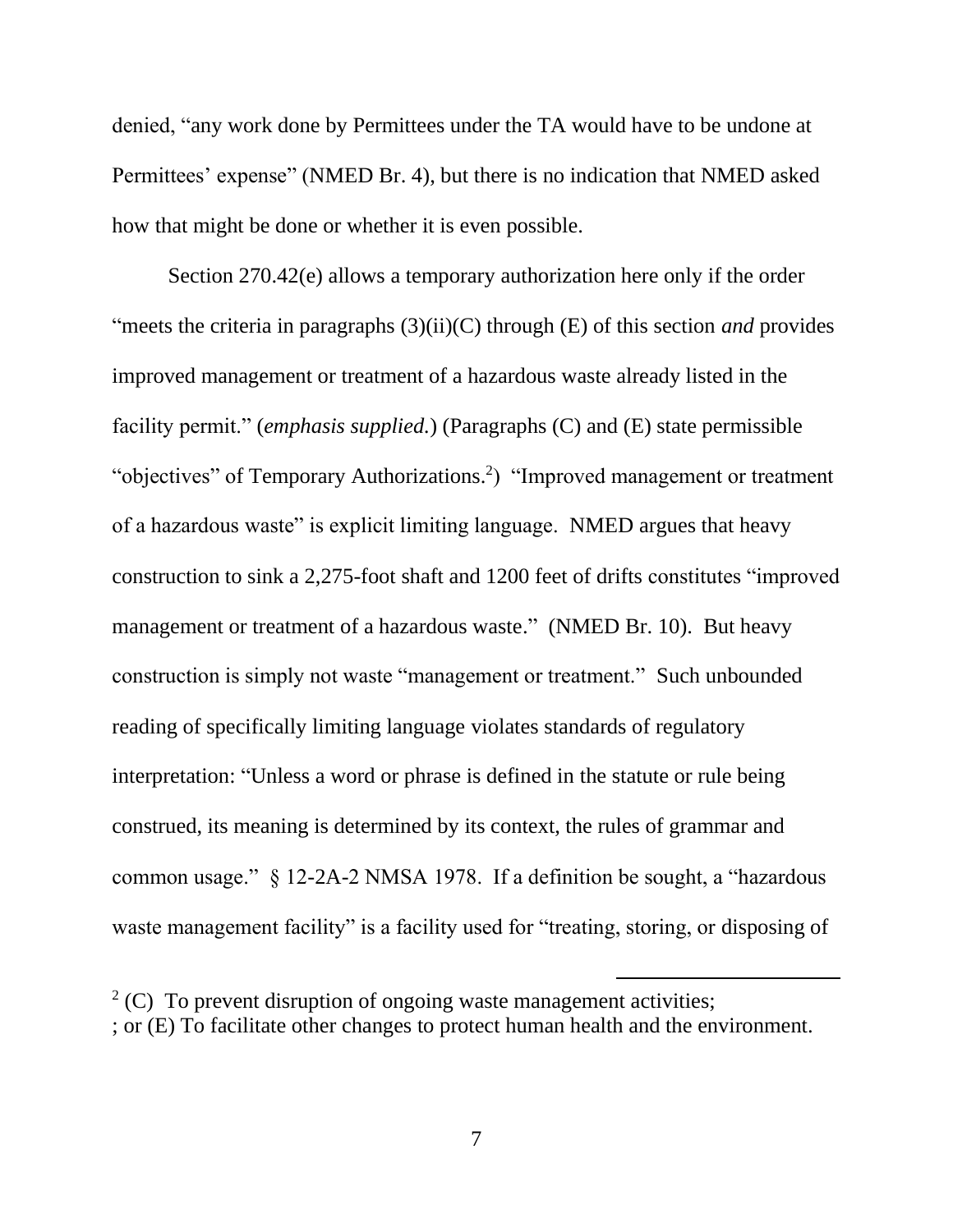denied, "any work done by Permittees under the TA would have to be undone at Permittees' expense" (NMED Br. 4), but there is no indication that NMED asked how that might be done or whether it is even possible.

Section 270.42(e) allows a temporary authorization here only if the order "meets the criteria in paragraphs (3)(ii)(C) through (E) of this section *and* provides improved management or treatment of a hazardous waste already listed in the facility permit." (*emphasis supplied.*) (Paragraphs (C) and (E) state permissible "objectives" of Temporary Authorizations.[2]) "Improved management or treatment of a hazardous waste" is explicit limiting language. NMED argues that heavy construction to sink a 2,275-foot shaft and 1200 feet of drifts constitutes "improved management or treatment of a hazardous waste." (NMED Br. 10). But heavy construction is simply not waste "management or treatment." Such unbounded reading of specifically limiting language violates standards of regulatory interpretation: "Unless a word or phrase is defined in the statute or rule being construed, its meaning is determined by its context, the rules of grammar and common usage." § 12-2A-2 NMSA 1978. If a definition be sought, a "hazardous waste management facility" is a facility used for "treating, storing, or disposing of

---

[2] (C) To prevent disruption of ongoing waste management activities;
; or (E) To facilitate other changes to protect human health and the environment.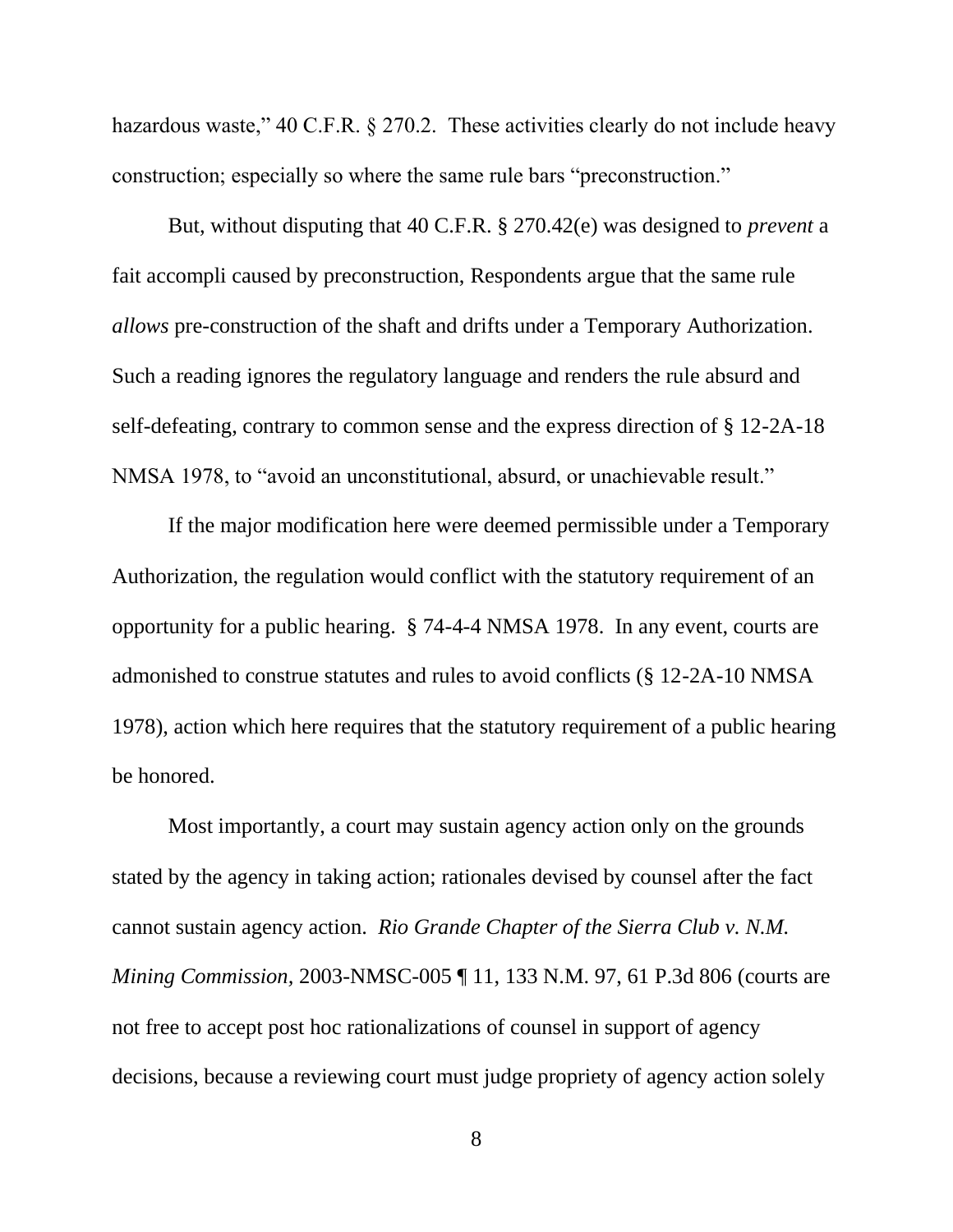hazardous waste," 40 C.F.R. § 270.2. These activities clearly do not include heavy construction; especially so where the same rule bars "preconstruction."

But, without disputing that 40 C.F.R. § 270.42(e) was designed to *prevent* a fait accompli caused by preconstruction, Respondents argue that the same rule *allows* pre-construction of the shaft and drifts under a Temporary Authorization. Such a reading ignores the regulatory language and renders the rule absurd and self-defeating, contrary to common sense and the express direction of § 12-2A-18 NMSA 1978, to "avoid an unconstitutional, absurd, or unachievable result."

If the major modification here were deemed permissible under a Temporary Authorization, the regulation would conflict with the statutory requirement of an opportunity for a public hearing. § 74-4-4 NMSA 1978. In any event, courts are admonished to construe statutes and rules to avoid conflicts (§ 12-2A-10 NMSA 1978), action which here requires that the statutory requirement of a public hearing be honored.

Most importantly, a court may sustain agency action only on the grounds stated by the agency in taking action; rationales devised by counsel after the fact cannot sustain agency action. *Rio Grande Chapter of the Sierra Club v. N.M. Mining Commission*, 2003-NMSC-005 ¶ 11, 133 N.M. 97, 61 P.3d 806 (courts are not free to accept post hoc rationalizations of counsel in support of agency decisions, because a reviewing court must judge propriety of agency action solely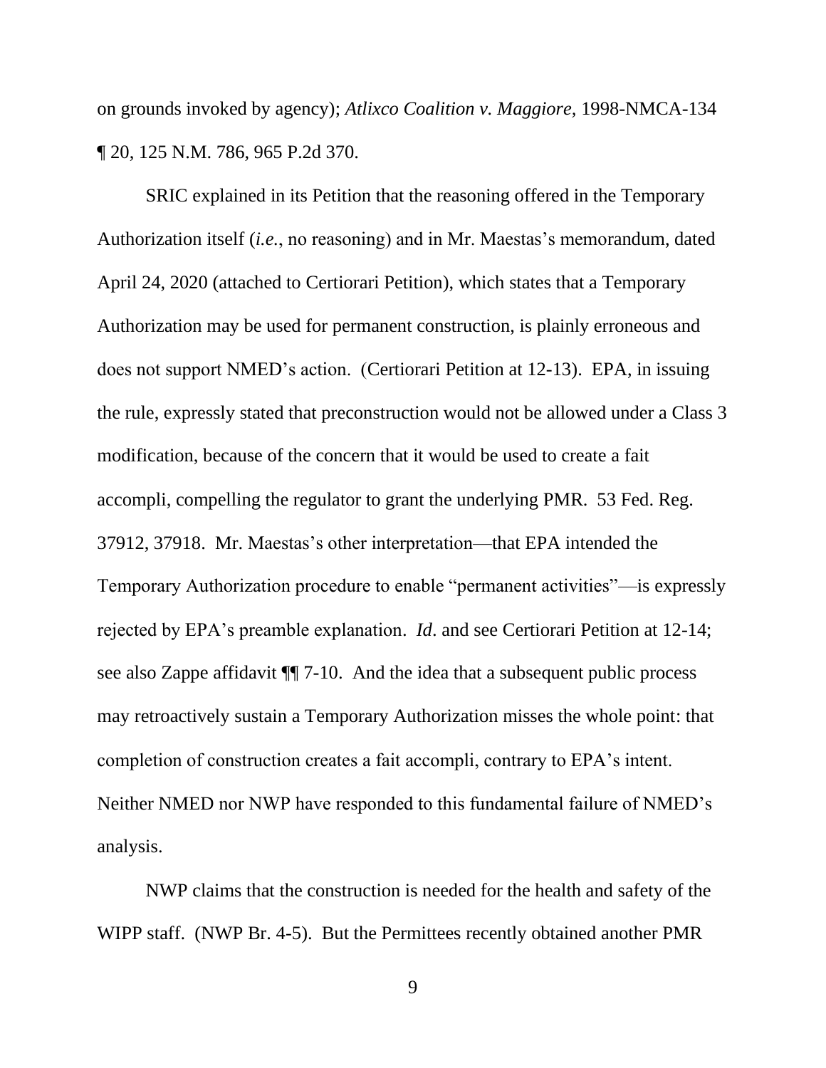on grounds invoked by agency); *Atlixco Coalition v. Maggiore*, 1998-NMCA-134 ¶ 20, 125 N.M. 786, 965 P.2d 370.

SRIC explained in its Petition that the reasoning offered in the Temporary Authorization itself (*i.e.*, no reasoning) and in Mr. Maestas's memorandum, dated April 24, 2020 (attached to Certiorari Petition), which states that a Temporary Authorization may be used for permanent construction, is plainly erroneous and does not support NMED's action. (Certiorari Petition at 12-13). EPA, in issuing the rule, expressly stated that preconstruction would not be allowed under a Class 3 modification, because of the concern that it would be used to create a fait accompli, compelling the regulator to grant the underlying PMR. 53 Fed. Reg. 37912, 37918. Mr. Maestas's other interpretation—that EPA intended the Temporary Authorization procedure to enable "permanent activities"—is expressly rejected by EPA's preamble explanation. *Id*. and see Certiorari Petition at 12-14; see also Zappe affidavit ¶¶ 7-10. And the idea that a subsequent public process may retroactively sustain a Temporary Authorization misses the whole point: that completion of construction creates a fait accompli, contrary to EPA's intent. Neither NMED nor NWP have responded to this fundamental failure of NMED's analysis.

NWP claims that the construction is needed for the health and safety of the WIPP staff. (NWP Br. 4-5). But the Permittees recently obtained another PMR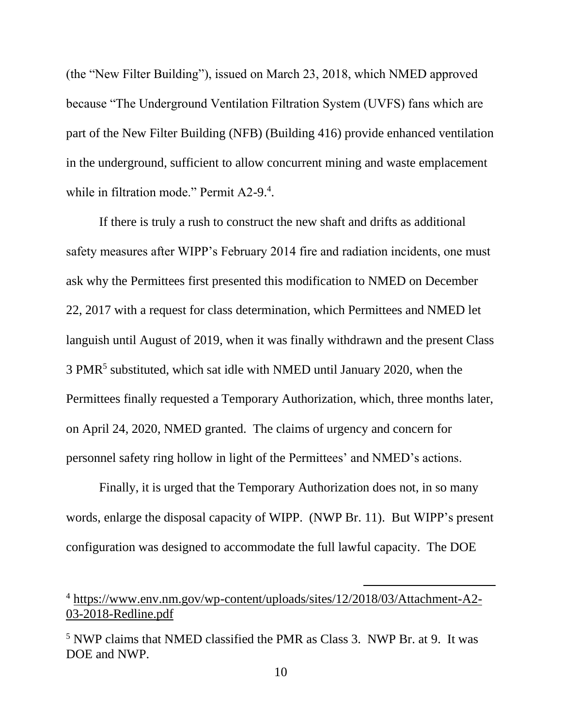(the "New Filter Building"), issued on March 23, 2018, which NMED approved because "The Underground Ventilation Filtration System (UVFS) fans which are part of the New Filter Building (NFB) (Building 416) provide enhanced ventilation in the underground, sufficient to allow concurrent mining and waste emplacement while in filtration mode." Permit A2-9.[4].

If there is truly a rush to construct the new shaft and drifts as additional safety measures after WIPP's February 2014 fire and radiation incidents, one must ask why the Permittees first presented this modification to NMED on December 22, 2017 with a request for class determination, which Permittees and NMED let languish until August of 2019, when it was finally withdrawn and the present Class 3 PMR[5] substituted, which sat idle with NMED until January 2020, when the Permittees finally requested a Temporary Authorization, which, three months later, on April 24, 2020, NMED granted. The claims of urgency and concern for personnel safety ring hollow in light of the Permittees' and NMED's actions.

Finally, it is urged that the Temporary Authorization does not, in so many words, enlarge the disposal capacity of WIPP. (NWP Br. 11). But WIPP's present configuration was designed to accommodate the full lawful capacity. The DOE

---

[4] https://www.env.nm.gov/wp-content/uploads/sites/12/2018/03/Attachment-A2-03-2018-Redline.pdf

[5] NWP claims that NMED classified the PMR as Class 3. NWP Br. at 9. It was DOE and NWP.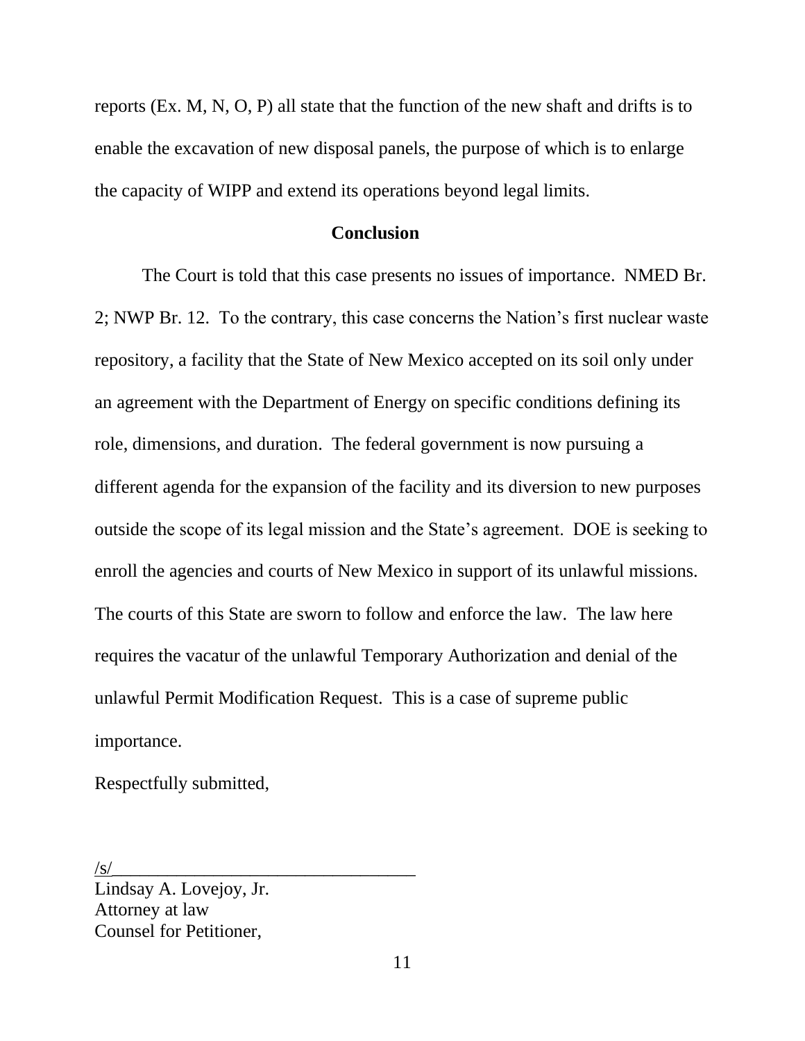reports (Ex. M, N, O, P) all state that the function of the new shaft and drifts is to enable the excavation of new disposal panels, the purpose of which is to enlarge the capacity of WIPP and extend its operations beyond legal limits.

## Conclusion

The Court is told that this case presents no issues of importance. NMED Br. 2; NWP Br. 12. To the contrary, this case concerns the Nation's first nuclear waste repository, a facility that the State of New Mexico accepted on its soil only under an agreement with the Department of Energy on specific conditions defining its role, dimensions, and duration. The federal government is now pursuing a different agenda for the expansion of the facility and its diversion to new purposes outside the scope of its legal mission and the State's agreement. DOE is seeking to enroll the agencies and courts of New Mexico in support of its unlawful missions. The courts of this State are sworn to follow and enforce the law. The law here requires the vacatur of the unlawful Temporary Authorization and denial of the unlawful Permit Modification Request. This is a case of supreme public importance.

Respectfully submitted,

/s/__________________________________
Lindsay A. Lovejoy, Jr.
Attorney at law
Counsel for Petitioner,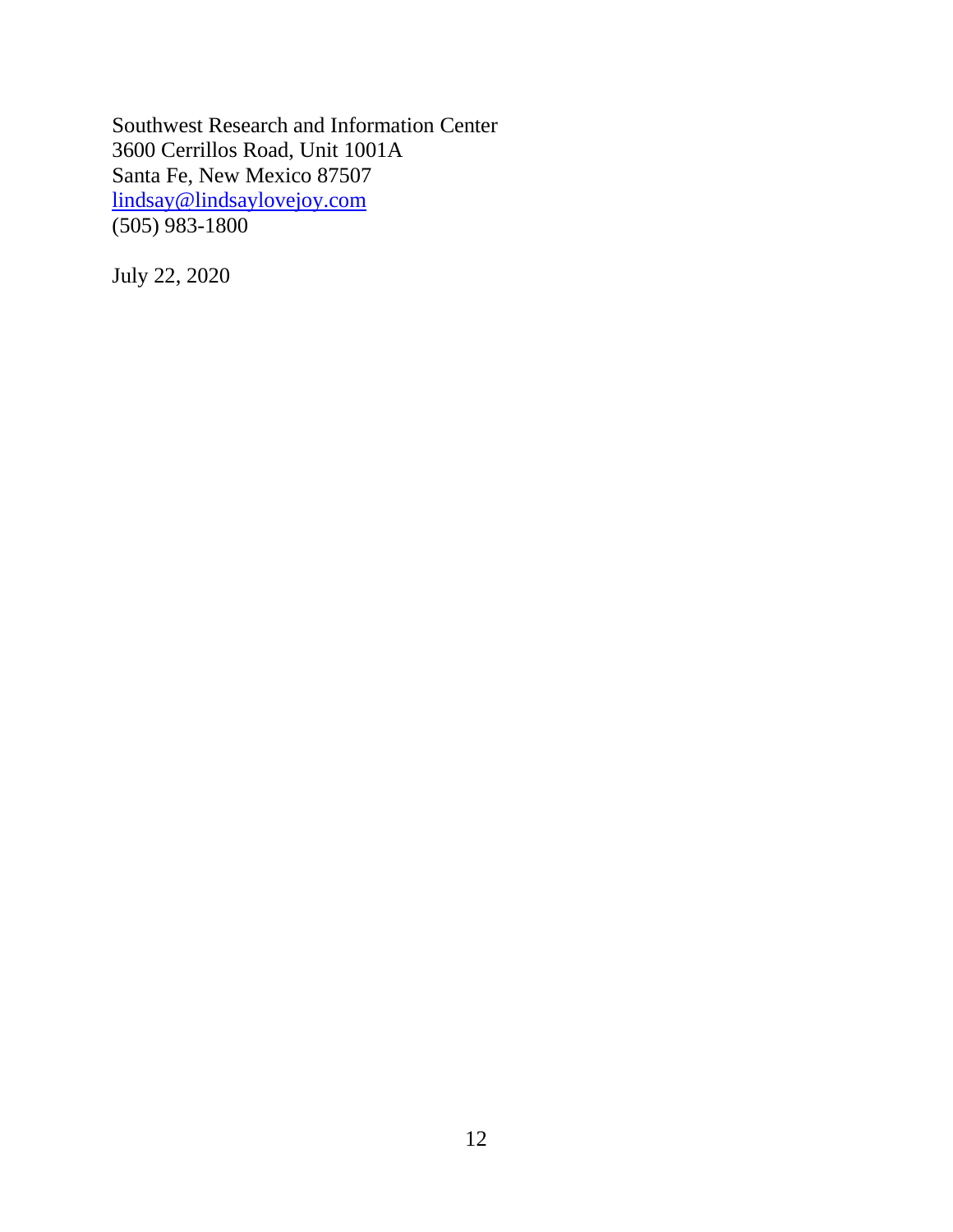Southwest Research and Information Center
3600 Cerrillos Road, Unit 1001A
Santa Fe, New Mexico 87507
lindsay@lindsaylovejoy.com
(505) 983-1800

July 22, 2020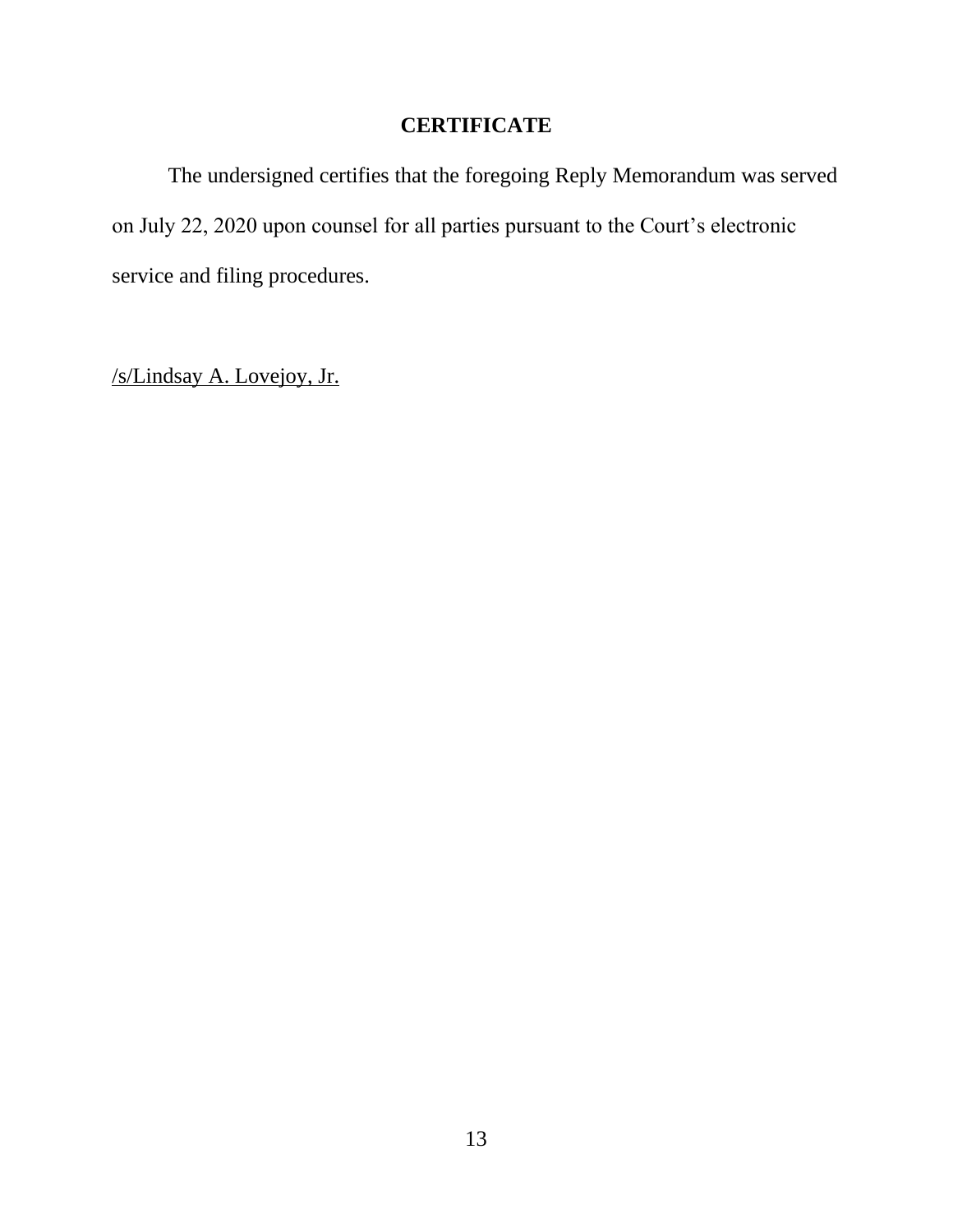## CERTIFICATE

The undersigned certifies that the foregoing Reply Memorandum was served on July 22, 2020 upon counsel for all parties pursuant to the Court's electronic service and filing procedures.

/s/Lindsay A. Lovejoy, Jr.